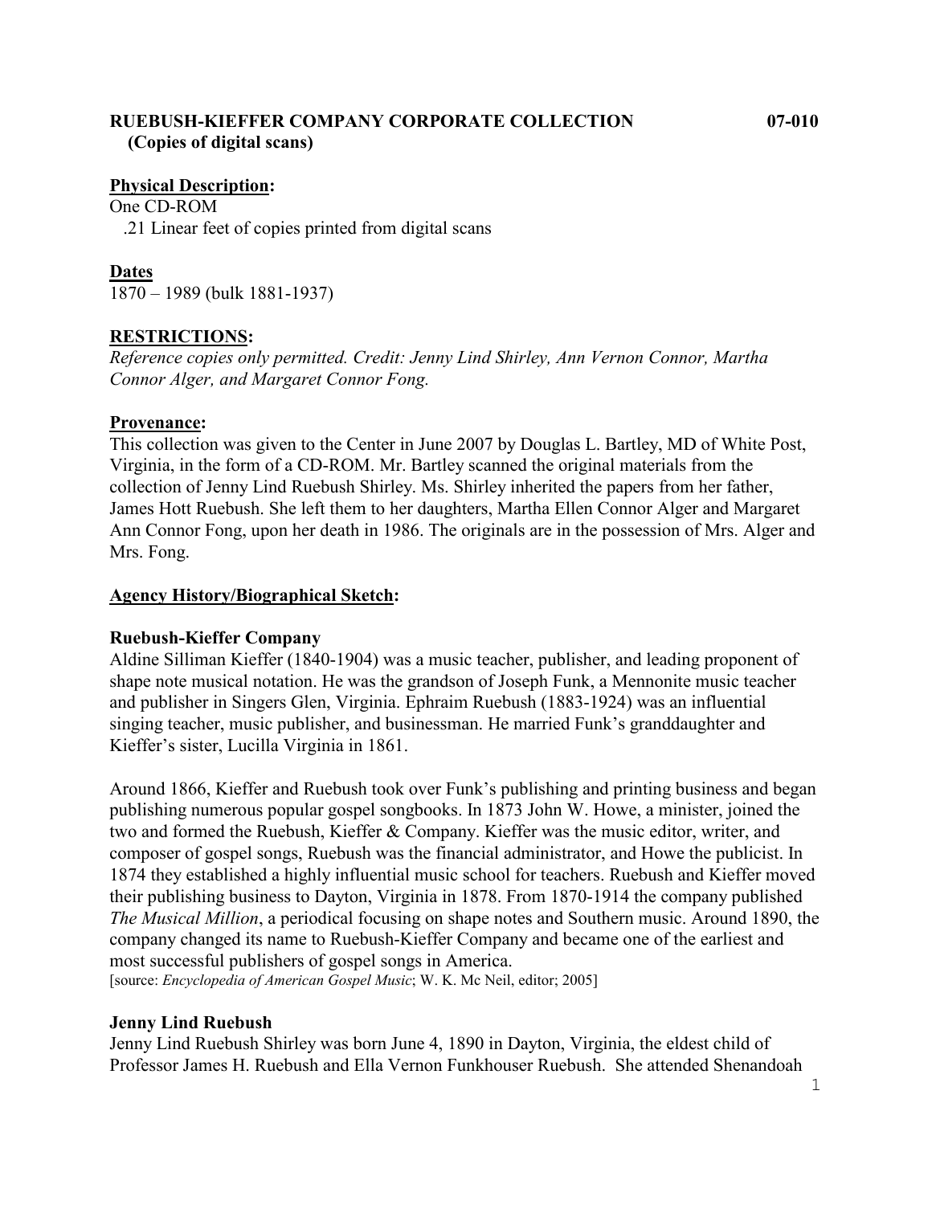**RUEBUSH-KIEFFER COMPANY CORPORATE COLLECTION** **07-010**
**(Copies of digital scans)**

**Physical Description:**
One CD-ROM
.21 Linear feet of copies printed from digital scans

**Dates**
1870 – 1989 (bulk 1881-1937)

**RESTRICTIONS:**
*Reference copies only permitted. Credit: Jenny Lind Shirley, Ann Vernon Connor, Martha Connor Alger, and Margaret Connor Fong.*

**Provenance:**
This collection was given to the Center in June 2007 by Douglas L. Bartley, MD of White Post, Virginia, in the form of a CD-ROM. Mr. Bartley scanned the original materials from the collection of Jenny Lind Ruebush Shirley. Ms. Shirley inherited the papers from her father, James Hott Ruebush. She left them to her daughters, Martha Ellen Connor Alger and Margaret Ann Connor Fong, upon her death in 1986. The originals are in the possession of Mrs. Alger and Mrs. Fong.

**Agency History/Biographical Sketch:**

**Ruebush-Kieffer Company**
Aldine Silliman Kieffer (1840-1904) was a music teacher, publisher, and leading proponent of shape note musical notation. He was the grandson of Joseph Funk, a Mennonite music teacher and publisher in Singers Glen, Virginia. Ephraim Ruebush (1883-1924) was an influential singing teacher, music publisher, and businessman. He married Funk's granddaughter and Kieffer's sister, Lucilla Virginia in 1861.

Around 1866, Kieffer and Ruebush took over Funk's publishing and printing business and began publishing numerous popular gospel songbooks. In 1873 John W. Howe, a minister, joined the two and formed the Ruebush, Kieffer & Company. Kieffer was the music editor, writer, and composer of gospel songs, Ruebush was the financial administrator, and Howe the publicist. In 1874 they established a highly influential music school for teachers. Ruebush and Kieffer moved their publishing business to Dayton, Virginia in 1878. From 1870-1914 the company published *The Musical Million*, a periodical focusing on shape notes and Southern music. Around 1890, the company changed its name to Ruebush-Kieffer Company and became one of the earliest and most successful publishers of gospel songs in America.
[source: *Encyclopedia of American Gospel Music*; W. K. Mc Neil, editor; 2005]

**Jenny Lind Ruebush**
Jenny Lind Ruebush Shirley was born June 4, 1890 in Dayton, Virginia, the eldest child of Professor James H. Ruebush and Ella Vernon Funkhouser Ruebush. She attended Shenandoah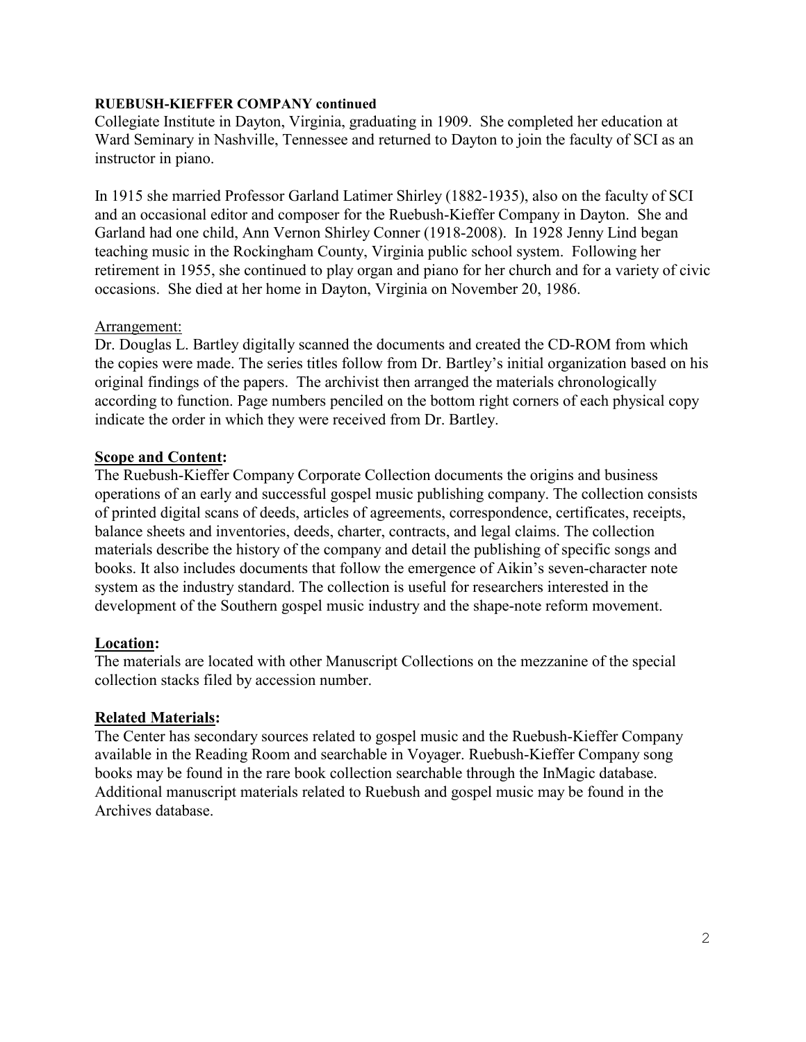**RUEBUSH-KIEFFER COMPANY continued**

Collegiate Institute in Dayton, Virginia, graduating in 1909. She completed her education at Ward Seminary in Nashville, Tennessee and returned to Dayton to join the faculty of SCI as an instructor in piano.

In 1915 she married Professor Garland Latimer Shirley (1882-1935), also on the faculty of SCI and an occasional editor and composer for the Ruebush-Kieffer Company in Dayton. She and Garland had one child, Ann Vernon Shirley Conner (1918-2008). In 1928 Jenny Lind began teaching music in the Rockingham County, Virginia public school system. Following her retirement in 1955, she continued to play organ and piano for her church and for a variety of civic occasions. She died at her home in Dayton, Virginia on November 20, 1986.

Arrangement:

Dr. Douglas L. Bartley digitally scanned the documents and created the CD-ROM from which the copies were made. The series titles follow from Dr. Bartley's initial organization based on his original findings of the papers. The archivist then arranged the materials chronologically according to function. Page numbers penciled on the bottom right corners of each physical copy indicate the order in which they were received from Dr. Bartley.

**Scope and Content:**

The Ruebush-Kieffer Company Corporate Collection documents the origins and business operations of an early and successful gospel music publishing company. The collection consists of printed digital scans of deeds, articles of agreements, correspondence, certificates, receipts, balance sheets and inventories, deeds, charter, contracts, and legal claims. The collection materials describe the history of the company and detail the publishing of specific songs and books. It also includes documents that follow the emergence of Aikin's seven-character note system as the industry standard. The collection is useful for researchers interested in the development of the Southern gospel music industry and the shape-note reform movement.

**Location:**

The materials are located with other Manuscript Collections on the mezzanine of the special collection stacks filed by accession number.

**Related Materials:**

The Center has secondary sources related to gospel music and the Ruebush-Kieffer Company available in the Reading Room and searchable in Voyager. Ruebush-Kieffer Company song books may be found in the rare book collection searchable through the InMagic database. Additional manuscript materials related to Ruebush and gospel music may be found in the Archives database.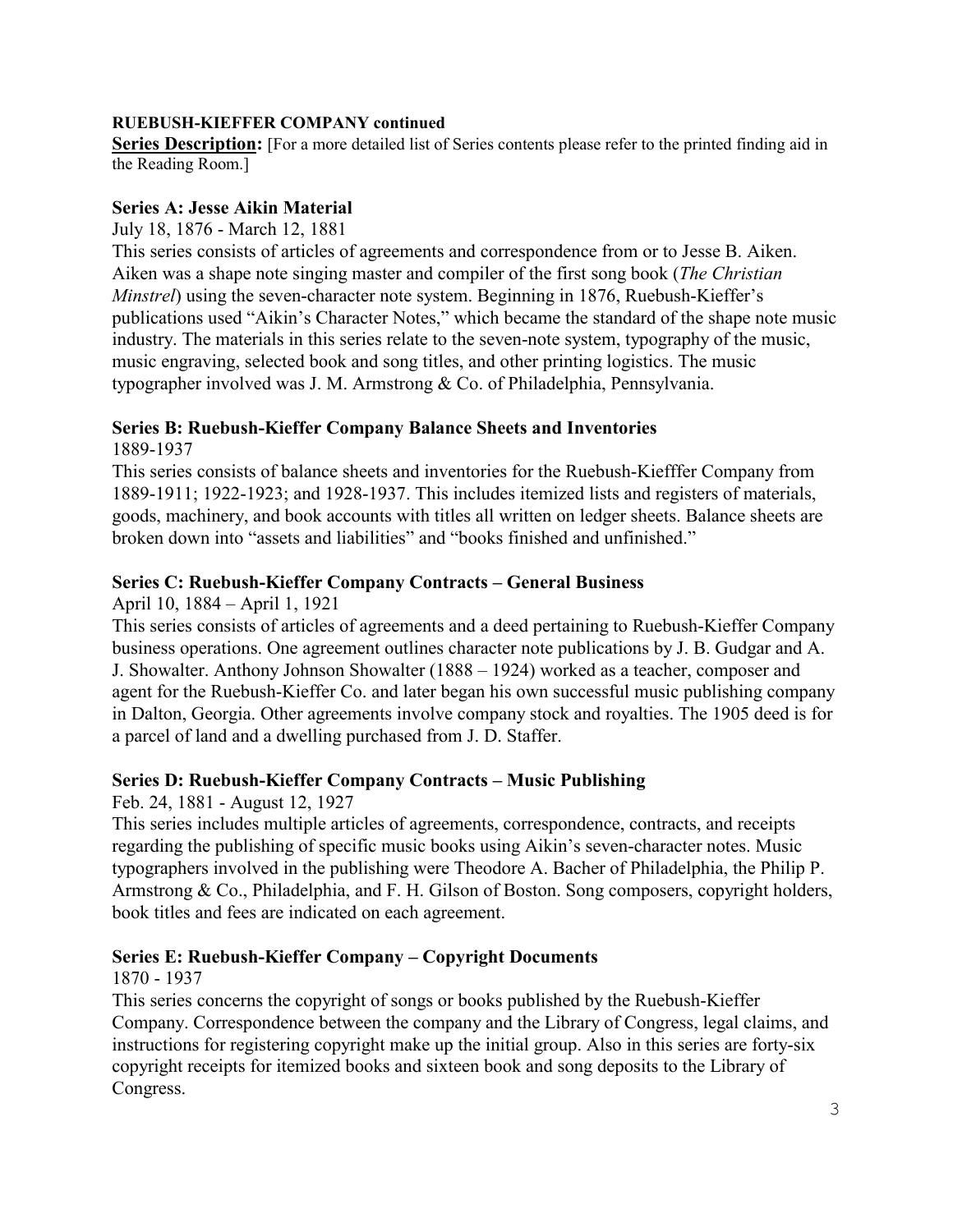**RUEBUSH-KIEFFER COMPANY continued**

**Series Description:** [For a more detailed list of Series contents please refer to the printed finding aid in the Reading Room.]

### Series A: Jesse Aikin Material

July 18, 1876 - March 12, 1881

This series consists of articles of agreements and correspondence from or to Jesse B. Aiken. Aiken was a shape note singing master and compiler of the first song book (*The Christian Minstrel*) using the seven-character note system. Beginning in 1876, Ruebush-Kieffer's publications used "Aikin's Character Notes," which became the standard of the shape note music industry. The materials in this series relate to the seven-note system, typography of the music, music engraving, selected book and song titles, and other printing logistics. The music typographer involved was J. M. Armstrong & Co. of Philadelphia, Pennsylvania.

### Series B: Ruebush-Kieffer Company Balance Sheets and Inventories

1889-1937

This series consists of balance sheets and inventories for the Ruebush-Kiefffer Company from 1889-1911; 1922-1923; and 1928-1937. This includes itemized lists and registers of materials, goods, machinery, and book accounts with titles all written on ledger sheets. Balance sheets are broken down into "assets and liabilities" and "books finished and unfinished."

### Series C: Ruebush-Kieffer Company Contracts – General Business

April 10, 1884 – April 1, 1921

This series consists of articles of agreements and a deed pertaining to Ruebush-Kieffer Company business operations. One agreement outlines character note publications by J. B. Gudgar and A. J. Showalter. Anthony Johnson Showalter (1888 – 1924) worked as a teacher, composer and agent for the Ruebush-Kieffer Co. and later began his own successful music publishing company in Dalton, Georgia. Other agreements involve company stock and royalties. The 1905 deed is for a parcel of land and a dwelling purchased from J. D. Staffer.

### Series D: Ruebush-Kieffer Company Contracts – Music Publishing

Feb. 24, 1881 - August 12, 1927

This series includes multiple articles of agreements, correspondence, contracts, and receipts regarding the publishing of specific music books using Aikin's seven-character notes. Music typographers involved in the publishing were Theodore A. Bacher of Philadelphia, the Philip P. Armstrong & Co., Philadelphia, and F. H. Gilson of Boston. Song composers, copyright holders, book titles and fees are indicated on each agreement.

### Series E: Ruebush-Kieffer Company – Copyright Documents

1870 - 1937

This series concerns the copyright of songs or books published by the Ruebush-Kieffer Company. Correspondence between the company and the Library of Congress, legal claims, and instructions for registering copyright make up the initial group. Also in this series are forty-six copyright receipts for itemized books and sixteen book and song deposits to the Library of Congress.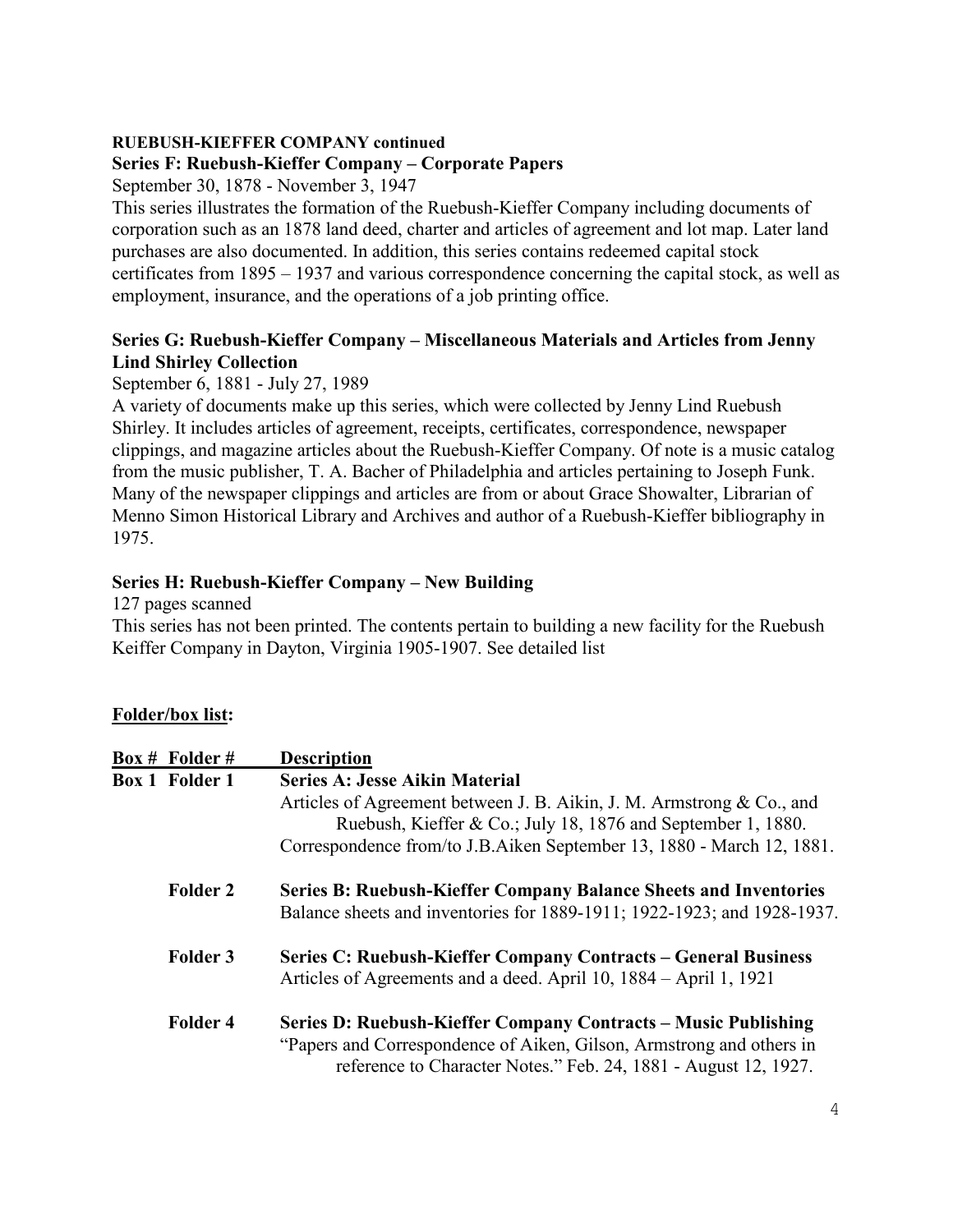**RUEBUSH-KIEFFER COMPANY continued**

**Series F: Ruebush-Kieffer Company – Corporate Papers**

September 30, 1878 - November 3, 1947

This series illustrates the formation of the Ruebush-Kieffer Company including documents of corporation such as an 1878 land deed, charter and articles of agreement and lot map. Later land purchases are also documented. In addition, this series contains redeemed capital stock certificates from 1895 – 1937 and various correspondence concerning the capital stock, as well as employment, insurance, and the operations of a job printing office.

**Series G: Ruebush-Kieffer Company – Miscellaneous Materials and Articles from Jenny Lind Shirley Collection**

September 6, 1881 - July 27, 1989

A variety of documents make up this series, which were collected by Jenny Lind Ruebush Shirley. It includes articles of agreement, receipts, certificates, correspondence, newspaper clippings, and magazine articles about the Ruebush-Kieffer Company. Of note is a music catalog from the music publisher, T. A. Bacher of Philadelphia and articles pertaining to Joseph Funk. Many of the newspaper clippings and articles are from or about Grace Showalter, Librarian of Menno Simon Historical Library and Archives and author of a Ruebush-Kieffer bibliography in 1975.

**Series H: Ruebush-Kieffer Company – New Building**

127 pages scanned

This series has not been printed. The contents pertain to building a new facility for the Ruebush Keiffer Company in Dayton, Virginia 1905-1907. See detailed list

**Folder/box list:**

| Box # | Folder # | Description |
|---|---|---|
| **Box 1** | **Folder 1** | **Series A: Jesse Aikin Material**<br>Articles of Agreement between J. B. Aikin, J. M. Armstrong & Co., and Ruebush, Kieffer & Co.; July 18, 1876 and September 1, 1880.<br>Correspondence from/to J.B.Aiken September 13, 1880 - March 12, 1881. |
| | **Folder 2** | **Series B: Ruebush-Kieffer Company Balance Sheets and Inventories**<br>Balance sheets and inventories for 1889-1911; 1922-1923; and 1928-1937. |
| | **Folder 3** | **Series C: Ruebush-Kieffer Company Contracts – General Business**<br>Articles of Agreements and a deed. April 10, 1884 – April 1, 1921 |
| | **Folder 4** | **Series D: Ruebush-Kieffer Company Contracts – Music Publishing**<br>"Papers and Correspondence of Aiken, Gilson, Armstrong and others in reference to Character Notes." Feb. 24, 1881 - August 12, 1927. |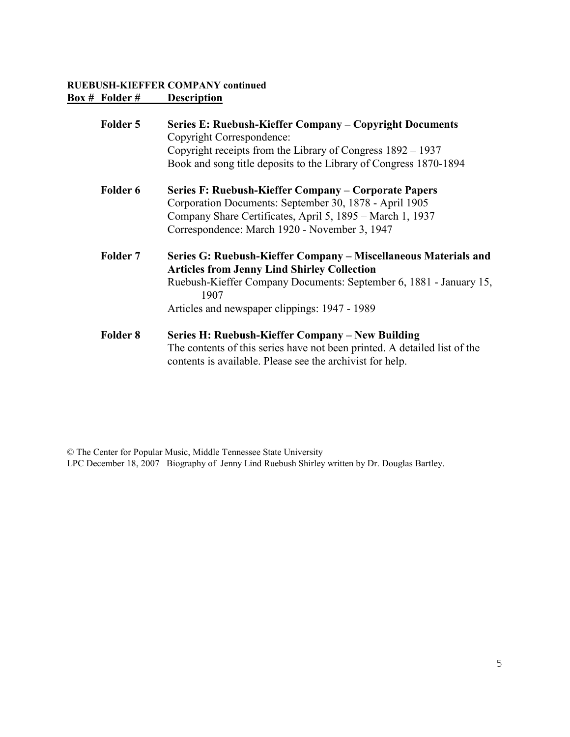**RUEBUSH-KIEFFER COMPANY continued**

| Box # | Folder # | Description |
|---|---|---|
| | Folder 5 | **Series E: Ruebush-Kieffer Company – Copyright Documents**<br>Copyright Correspondence:<br>Copyright receipts from the Library of Congress 1892 – 1937<br>Book and song title deposits to the Library of Congress 1870-1894 |
| | Folder 6 | **Series F: Ruebush-Kieffer Company – Corporate Papers**<br>Corporation Documents: September 30, 1878 - April 1905<br>Company Share Certificates, April 5, 1895 – March 1, 1937<br>Correspondence: March 1920 - November 3, 1947 |
| | Folder 7 | **Series G: Ruebush-Kieffer Company – Miscellaneous Materials and Articles from Jenny Lind Shirley Collection**<br>Ruebush-Kieffer Company Documents: September 6, 1881 - January 15, 1907<br>Articles and newspaper clippings: 1947 - 1989 |
| | Folder 8 | **Series H: Ruebush-Kieffer Company – New Building**<br>The contents of this series have not been printed. A detailed list of the contents is available. Please see the archivist for help. |

© The Center for Popular Music, Middle Tennessee State University
LPC December 18, 2007 Biography of Jenny Lind Ruebush Shirley written by Dr. Douglas Bartley.